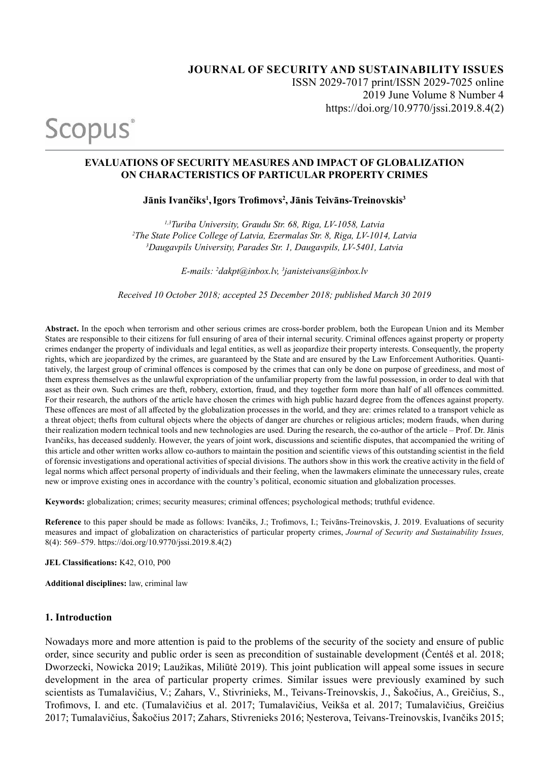**JOURNAL OF SECURITY AND SUSTAINABILITY ISSUES**
ISSN 2029-7017 print/ISSN 2029-7025 online
2019 June Volume 8 Number 4
https://doi.org/10.9770/jssi.2019.8.4(2)

Scopus®

# EVALUATIONS OF SECURITY MEASURES AND IMPACT OF GLOBALIZATION ON CHARACTERISTICS OF PARTICULAR PROPERTY CRIMES

**Jānis Ivančiks[1], Igors Trofimovs[2], Jānis Teivāns-Treinovskis[3]**

*[1,3]Turiba University, Graudu Str. 68, Riga, LV-1058, Latvia*
*[2]The State Police College of Latvia, Ezermalas Str. 8, Riga, LV-1014, Latvia*
*[3]Daugavpils University, Parades Str. 1, Daugavpils, LV-5401, Latvia*

*E-mails: [2]dakpt@inbox.lv, [3]janisteivans@inbox.lv*

*Received 10 October 2018; accepted 25 December 2018; published March 30 2019*

**Abstract.** In the epoch when terrorism and other serious crimes are cross-border problem, both the European Union and its Member States are responsible to their citizens for full ensuring of area of their internal security. Criminal offences against property or property crimes endanger the property of individuals and legal entities, as well as jeopardize their property interests. Consequently, the property rights, which are jeopardized by the crimes, are guaranteed by the State and are ensured by the Law Enforcement Authorities. Quantitatively, the largest group of criminal offences is composed by the crimes that can only be done on purpose of greediness, and most of them express themselves as the unlawful expropriation of the unfamiliar property from the lawful possession, in order to deal with that asset as their own. Such crimes are theft, robbery, extortion, fraud, and they together form more than half of all offences committed. For their research, the authors of the article have chosen the crimes with high public hazard degree from the offences against property. These offences are most of all affected by the globalization processes in the world, and they are: crimes related to a transport vehicle as a threat object; thefts from cultural objects where the objects of danger are churches or religious articles; modern frauds, when during their realization modern technical tools and new technologies are used. During the research, the co-author of the article – Prof. Dr. Jānis Ivančiks, has deceased suddenly. However, the years of joint work, discussions and scientific disputes, that accompanied the writing of this article and other written works allow co-authors to maintain the position and scientific views of this outstanding scientist in the field of forensic investigations and operational activities of special divisions. The authors show in this work the creative activity in the field of legal norms which affect personal property of individuals and their feeling, when the lawmakers eliminate the unnecessary rules, create new or improve existing ones in accordance with the country's political, economic situation and globalization processes.

**Keywords:** globalization; crimes; security measures; criminal offences; psychological methods; truthful evidence.

**Reference** to this paper should be made as follows: Ivančiks, J.; Trofimovs, I.; Teivāns-Treinovskis, J. 2019. Evaluations of security measures and impact of globalization on characteristics of particular property crimes, *Journal of Security and Sustainability Issues,* 8(4): 569–579. https://doi.org/10.9770/jssi.2019.8.4(2)

**JEL Classifications:** K42, O10, P00

**Additional disciplines:** law, criminal law

## 1. Introduction

Nowadays more and more attention is paid to the problems of the security of the society and ensure of public order, since security and public order is seen as precondition of sustainable development (Čentéš et al. 2018; Dworzecki, Nowicka 2019; Laužikas, Miliūtė 2019). This joint publication will appeal some issues in secure development in the area of particular property crimes. Similar issues were previously examined by such scientists as Tumalavičius, V.; Zahars, V., Stivrinieks, M., Teivans-Treinovskis, J., Šakočius, A., Greičius, S., Trofimovs, I. and etc. (Tumalavičius et al. 2017; Tumalavičius, Veikša et al. 2017; Tumalavičius, Greičius 2017; Tumalavičius, Šakočius 2017; Zahars, Stivrenieks 2016; Ņesterova, Teivans-Treinovskis, Ivančiks 2015;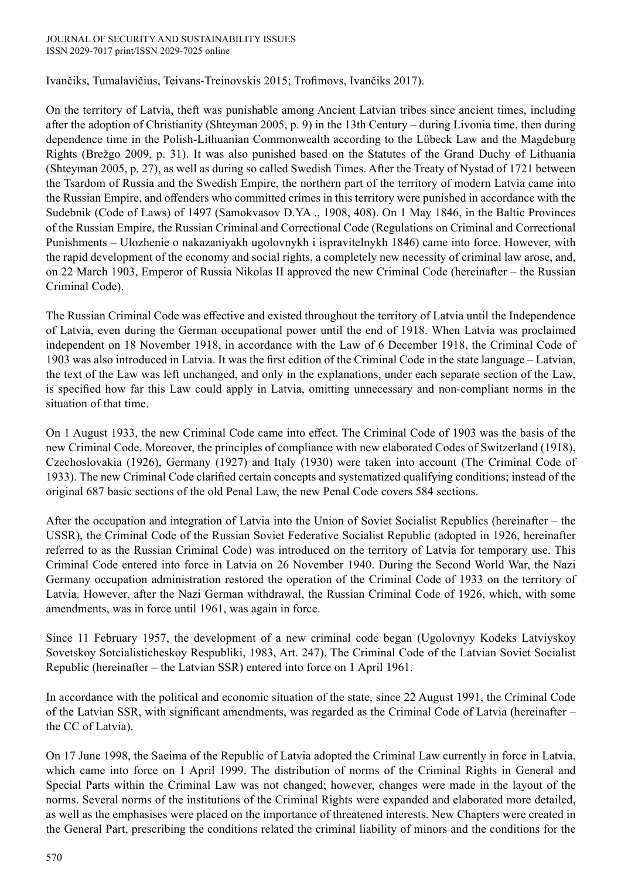Ivančiks, Tumalavičius, Teivans-Treinovskis 2015; Trofimovs, Ivančiks 2017).

On the territory of Latvia, theft was punishable among Ancient Latvian tribes since ancient times, including after the adoption of Christianity (Shteyman 2005, p. 9) in the 13th Century – during Livonia time, then during dependence time in the Polish-Lithuanian Commonwealth according to the Lübeck Law and the Magdeburg Rights (Brežgo 2009, p. 31). It was also punished based on the Statutes of the Grand Duchy of Lithuania (Shteyman 2005, p. 27), as well as during so called Swedish Times. After the Treaty of Nystad of 1721 between the Tsardom of Russia and the Swedish Empire, the northern part of the territory of modern Latvia came into the Russian Empire, and offenders who committed crimes in this territory were punished in accordance with the Sudebnik (Code of Laws) of 1497 (Samokvasov D.YA ., 1908, 408). On 1 May 1846, in the Baltic Provinces of the Russian Empire, the Russian Criminal and Correctional Code (Regulations on Criminal and Correctional Punishments – Ulozhenie o nakazaniyakh ugolovnykh i ispravitelnykh 1846) came into force. However, with the rapid development of the economy and social rights, a completely new necessity of criminal law arose, and, on 22 March 1903, Emperor of Russia Nikolas II approved the new Criminal Code (hereinafter – the Russian Criminal Code).

The Russian Criminal Code was effective and existed throughout the territory of Latvia until the Independence of Latvia, even during the German occupational power until the end of 1918. When Latvia was proclaimed independent on 18 November 1918, in accordance with the Law of 6 December 1918, the Criminal Code of 1903 was also introduced in Latvia. It was the first edition of the Criminal Code in the state language – Latvian, the text of the Law was left unchanged, and only in the explanations, under each separate section of the Law, is specified how far this Law could apply in Latvia, omitting unnecessary and non-compliant norms in the situation of that time.

On 1 August 1933, the new Criminal Code came into effect. The Criminal Code of 1903 was the basis of the new Criminal Code. Moreover, the principles of compliance with new elaborated Codes of Switzerland (1918), Czechoslovakia (1926), Germany (1927) and Italy (1930) were taken into account (The Criminal Code of 1933). The new Criminal Code clarified certain concepts and systematized qualifying conditions; instead of the original 687 basic sections of the old Penal Law, the new Penal Code covers 584 sections.

After the occupation and integration of Latvia into the Union of Soviet Socialist Republics (hereinafter – the USSR), the Criminal Code of the Russian Soviet Federative Socialist Republic (adopted in 1926, hereinafter referred to as the Russian Criminal Code) was introduced on the territory of Latvia for temporary use. This Criminal Code entered into force in Latvia on 26 November 1940. During the Second World War, the Nazi Germany occupation administration restored the operation of the Criminal Code of 1933 on the territory of Latvia. However, after the Nazi German withdrawal, the Russian Criminal Code of 1926, which, with some amendments, was in force until 1961, was again in force.

Since 11 February 1957, the development of a new criminal code began (Ugolovnyy Kodeks Latviyskoy Sovetskoy Sotcialisticheskoy Respubliki, 1983, Art. 247). The Criminal Code of the Latvian Soviet Socialist Republic (hereinafter – the Latvian SSR) entered into force on 1 April 1961.

In accordance with the political and economic situation of the state, since 22 August 1991, the Criminal Code of the Latvian SSR, with significant amendments, was regarded as the Criminal Code of Latvia (hereinafter – the CC of Latvia).

On 17 June 1998, the Saeima of the Republic of Latvia adopted the Criminal Law currently in force in Latvia, which came into force on 1 April 1999. The distribution of norms of the Criminal Rights in General and Special Parts within the Criminal Law was not changed; however, changes were made in the layout of the norms. Several norms of the institutions of the Criminal Rights were expanded and elaborated more detailed, as well as the emphasises were placed on the importance of threatened interests. New Chapters were created in the General Part, prescribing the conditions related the criminal liability of minors and the conditions for the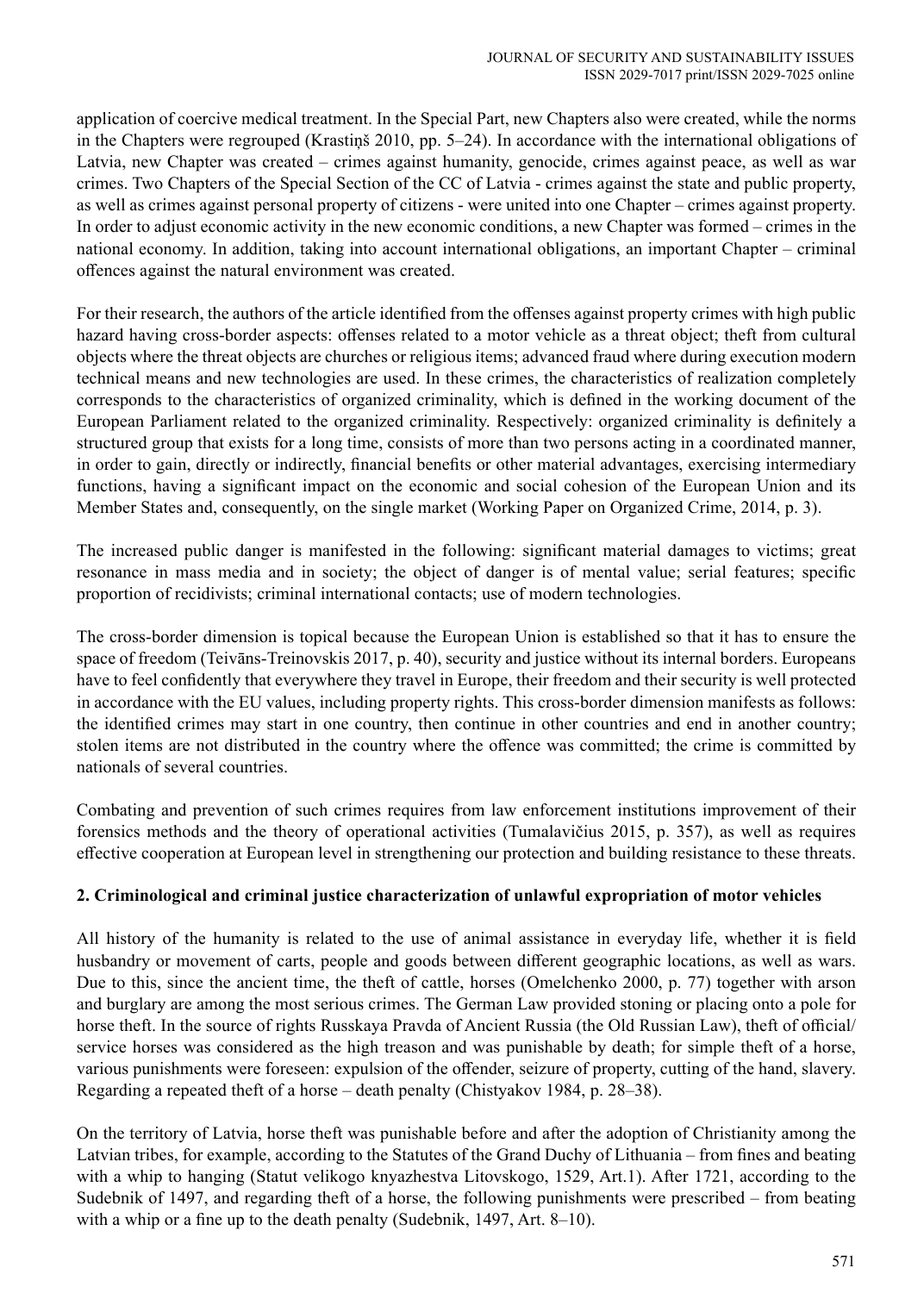application of coercive medical treatment. In the Special Part, new Chapters also were created, while the norms in the Chapters were regrouped (Krastiņš 2010, pp. 5–24). In accordance with the international obligations of Latvia, new Chapter was created – crimes against humanity, genocide, crimes against peace, as well as war crimes. Two Chapters of the Special Section of the CC of Latvia - crimes against the state and public property, as well as crimes against personal property of citizens - were united into one Chapter – crimes against property. In order to adjust economic activity in the new economic conditions, a new Chapter was formed – crimes in the national economy. In addition, taking into account international obligations, an important Chapter – criminal offences against the natural environment was created.

For their research, the authors of the article identified from the offenses against property crimes with high public hazard having cross-border aspects: offenses related to a motor vehicle as a threat object; theft from cultural objects where the threat objects are churches or religious items; advanced fraud where during execution modern technical means and new technologies are used. In these crimes, the characteristics of realization completely corresponds to the characteristics of organized criminality, which is defined in the working document of the European Parliament related to the organized criminality. Respectively: organized criminality is definitely a structured group that exists for a long time, consists of more than two persons acting in a coordinated manner, in order to gain, directly or indirectly, financial benefits or other material advantages, exercising intermediary functions, having a significant impact on the economic and social cohesion of the European Union and its Member States and, consequently, on the single market (Working Paper on Organized Crime, 2014, p. 3).

The increased public danger is manifested in the following: significant material damages to victims; great resonance in mass media and in society; the object of danger is of mental value; serial features; specific proportion of recidivists; criminal international contacts; use of modern technologies.

The cross-border dimension is topical because the European Union is established so that it has to ensure the space of freedom (Teivāns-Treinovskis 2017, p. 40), security and justice without its internal borders. Europeans have to feel confidently that everywhere they travel in Europe, their freedom and their security is well protected in accordance with the EU values, including property rights. This cross-border dimension manifests as follows: the identified crimes may start in one country, then continue in other countries and end in another country; stolen items are not distributed in the country where the offence was committed; the crime is committed by nationals of several countries.

Combating and prevention of such crimes requires from law enforcement institutions improvement of their forensics methods and the theory of operational activities (Tumalavičius 2015, p. 357), as well as requires effective cooperation at European level in strengthening our protection and building resistance to these threats.

## 2. Criminological and criminal justice characterization of unlawful expropriation of motor vehicles

All history of the humanity is related to the use of animal assistance in everyday life, whether it is field husbandry or movement of carts, people and goods between different geographic locations, as well as wars. Due to this, since the ancient time, the theft of cattle, horses (Omelchenko 2000, p. 77) together with arson and burglary are among the most serious crimes. The German Law provided stoning or placing onto a pole for horse theft. In the source of rights Russkaya Pravda of Ancient Russia (the Old Russian Law), theft of official/service horses was considered as the high treason and was punishable by death; for simple theft of a horse, various punishments were foreseen: expulsion of the offender, seizure of property, cutting of the hand, slavery. Regarding a repeated theft of a horse – death penalty (Chistyakov 1984, p. 28–38).

On the territory of Latvia, horse theft was punishable before and after the adoption of Christianity among the Latvian tribes, for example, according to the Statutes of the Grand Duchy of Lithuania – from fines and beating with a whip to hanging (Statut velikogo knyazhestva Litovskogo, 1529, Art.1). After 1721, according to the Sudebnik of 1497, and regarding theft of a horse, the following punishments were prescribed – from beating with a whip or a fine up to the death penalty (Sudebnik, 1497, Art. 8–10).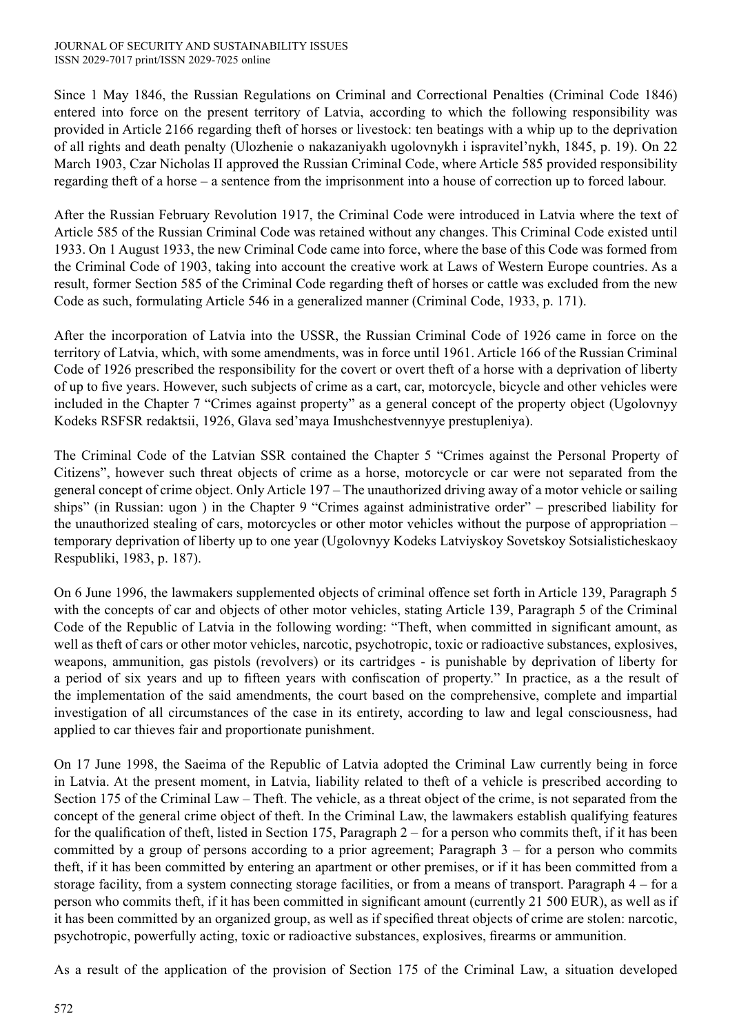Since 1 May 1846, the Russian Regulations on Criminal and Correctional Penalties (Criminal Code 1846) entered into force on the present territory of Latvia, according to which the following responsibility was provided in Article 2166 regarding theft of horses or livestock: ten beatings with a whip up to the deprivation of all rights and death penalty (Ulozhenie o nakazaniyakh ugolovnykh i ispravitel'nykh, 1845, p. 19). On 22 March 1903, Czar Nicholas II approved the Russian Criminal Code, where Article 585 provided responsibility regarding theft of a horse – a sentence from the imprisonment into a house of correction up to forced labour.

After the Russian February Revolution 1917, the Criminal Code were introduced in Latvia where the text of Article 585 of the Russian Criminal Code was retained without any changes. This Criminal Code existed until 1933. On 1 August 1933, the new Criminal Code came into force, where the base of this Code was formed from the Criminal Code of 1903, taking into account the creative work at Laws of Western Europe countries. As a result, former Section 585 of the Criminal Code regarding theft of horses or cattle was excluded from the new Code as such, formulating Article 546 in a generalized manner (Criminal Code, 1933, p. 171).

After the incorporation of Latvia into the USSR, the Russian Criminal Code of 1926 came in force on the territory of Latvia, which, with some amendments, was in force until 1961. Article 166 of the Russian Criminal Code of 1926 prescribed the responsibility for the covert or overt theft of a horse with a deprivation of liberty of up to five years. However, such subjects of crime as a cart, car, motorcycle, bicycle and other vehicles were included in the Chapter 7 "Crimes against property" as a general concept of the property object (Ugolovnyy Kodeks RSFSR redaktsii, 1926, Glava sed'maya Imushchestvennyye prestupleniya).

The Criminal Code of the Latvian SSR contained the Chapter 5 "Crimes against the Personal Property of Citizens", however such threat objects of crime as a horse, motorcycle or car were not separated from the general concept of crime object. Only Article 197 – The unauthorized driving away of a motor vehicle or sailing ships" (in Russian: ugon ) in the Chapter 9 "Crimes against administrative order" – prescribed liability for the unauthorized stealing of cars, motorcycles or other motor vehicles without the purpose of appropriation – temporary deprivation of liberty up to one year (Ugolovnyy Kodeks Latviyskoy Sovetskoy Sotsialisticheskaoy Respubliki, 1983, p. 187).

On 6 June 1996, the lawmakers supplemented objects of criminal offence set forth in Article 139, Paragraph 5 with the concepts of car and objects of other motor vehicles, stating Article 139, Paragraph 5 of the Criminal Code of the Republic of Latvia in the following wording: "Theft, when committed in significant amount, as well as theft of cars or other motor vehicles, narcotic, psychotropic, toxic or radioactive substances, explosives, weapons, ammunition, gas pistols (revolvers) or its cartridges - is punishable by deprivation of liberty for a period of six years and up to fifteen years with confiscation of property." In practice, as a the result of the implementation of the said amendments, the court based on the comprehensive, complete and impartial investigation of all circumstances of the case in its entirety, according to law and legal consciousness, had applied to car thieves fair and proportionate punishment.

On 17 June 1998, the Saeima of the Republic of Latvia adopted the Criminal Law currently being in force in Latvia. At the present moment, in Latvia, liability related to theft of a vehicle is prescribed according to Section 175 of the Criminal Law – Theft. The vehicle, as a threat object of the crime, is not separated from the concept of the general crime object of theft. In the Criminal Law, the lawmakers establish qualifying features for the qualification of theft, listed in Section 175, Paragraph 2 – for a person who commits theft, if it has been committed by a group of persons according to a prior agreement; Paragraph 3 – for a person who commits theft, if it has been committed by entering an apartment or other premises, or if it has been committed from a storage facility, from a system connecting storage facilities, or from a means of transport. Paragraph 4 – for a person who commits theft, if it has been committed in significant amount (currently 21 500 EUR), as well as if it has been committed by an organized group, as well as if specified threat objects of crime are stolen: narcotic, psychotropic, powerfully acting, toxic or radioactive substances, explosives, firearms or ammunition.

As a result of the application of the provision of Section 175 of the Criminal Law, a situation developed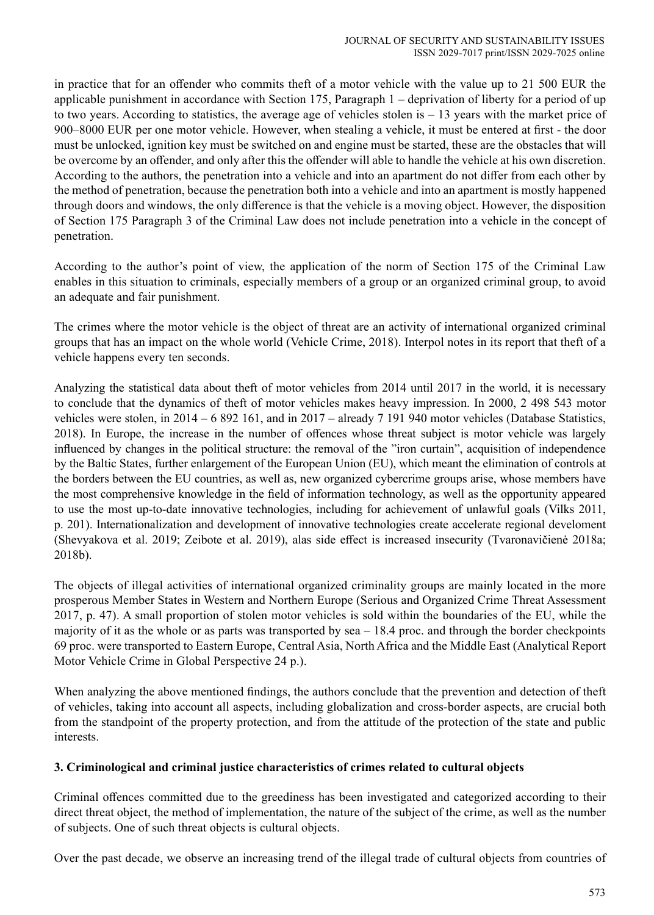in practice that for an offender who commits theft of a motor vehicle with the value up to 21 500 EUR the applicable punishment in accordance with Section 175, Paragraph 1 – deprivation of liberty for a period of up to two years. According to statistics, the average age of vehicles stolen is – 13 years with the market price of 900–8000 EUR per one motor vehicle. However, when stealing a vehicle, it must be entered at first - the door must be unlocked, ignition key must be switched on and engine must be started, these are the obstacles that will be overcome by an offender, and only after this the offender will able to handle the vehicle at his own discretion. According to the authors, the penetration into a vehicle and into an apartment do not differ from each other by the method of penetration, because the penetration both into a vehicle and into an apartment is mostly happened through doors and windows, the only difference is that the vehicle is a moving object. However, the disposition of Section 175 Paragraph 3 of the Criminal Law does not include penetration into a vehicle in the concept of penetration.

According to the author's point of view, the application of the norm of Section 175 of the Criminal Law enables in this situation to criminals, especially members of a group or an organized criminal group, to avoid an adequate and fair punishment.

The crimes where the motor vehicle is the object of threat are an activity of international organized criminal groups that has an impact on the whole world (Vehicle Crime, 2018). Interpol notes in its report that theft of a vehicle happens every ten seconds.

Analyzing the statistical data about theft of motor vehicles from 2014 until 2017 in the world, it is necessary to conclude that the dynamics of theft of motor vehicles makes heavy impression. In 2000, 2 498 543 motor vehicles were stolen, in 2014 – 6 892 161, and in 2017 – already 7 191 940 motor vehicles (Database Statistics, 2018). In Europe, the increase in the number of offences whose threat subject is motor vehicle was largely influenced by changes in the political structure: the removal of the "iron curtain", acquisition of independence by the Baltic States, further enlargement of the European Union (EU), which meant the elimination of controls at the borders between the EU countries, as well as, new organized cybercrime groups arise, whose members have the most comprehensive knowledge in the field of information technology, as well as the opportunity appeared to use the most up-to-date innovative technologies, including for achievement of unlawful goals (Vilks 2011, p. 201). Internationalization and development of innovative technologies create accelerate regional develoment (Shevyakova et al. 2019; Zeibote et al. 2019), alas side effect is increased insecurity (Tvaronavičienė 2018a; 2018b).

The objects of illegal activities of international organized criminality groups are mainly located in the more prosperous Member States in Western and Northern Europe (Serious and Organized Crime Threat Assessment 2017, p. 47). A small proportion of stolen motor vehicles is sold within the boundaries of the EU, while the majority of it as the whole or as parts was transported by sea – 18.4 proc. and through the border checkpoints 69 proc. were transported to Eastern Europe, Central Asia, North Africa and the Middle East (Analytical Report Motor Vehicle Crime in Global Perspective 24 p.).

When analyzing the above mentioned findings, the authors conclude that the prevention and detection of theft of vehicles, taking into account all aspects, including globalization and cross-border aspects, are crucial both from the standpoint of the property protection, and from the attitude of the protection of the state and public interests.

## 3. Criminological and criminal justice characteristics of crimes related to cultural objects

Criminal offences committed due to the greediness has been investigated and categorized according to their direct threat object, the method of implementation, the nature of the subject of the crime, as well as the number of subjects. One of such threat objects is cultural objects.

Over the past decade, we observe an increasing trend of the illegal trade of cultural objects from countries of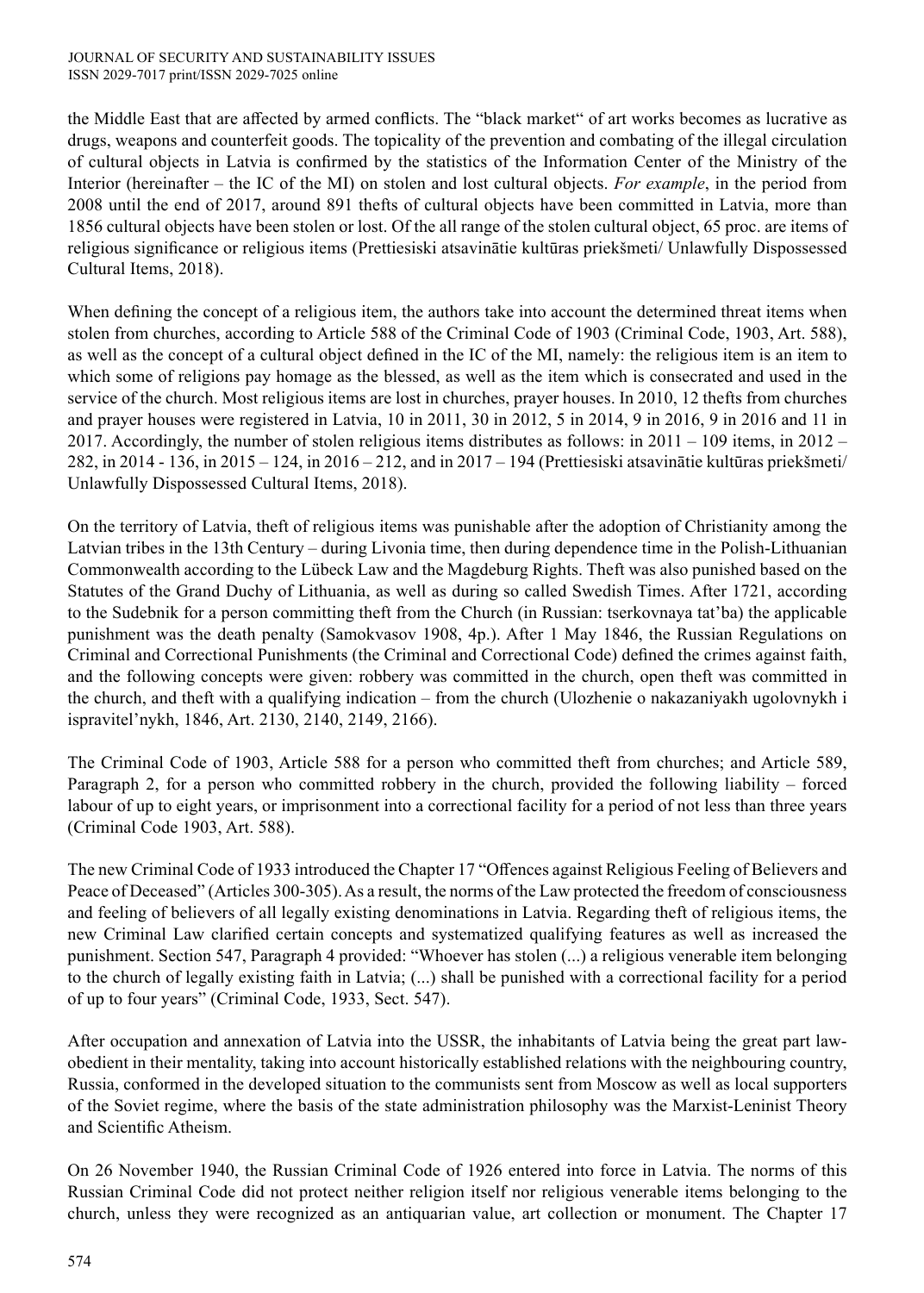the Middle East that are affected by armed conflicts. The "black market" of art works becomes as lucrative as drugs, weapons and counterfeit goods. The topicality of the prevention and combating of the illegal circulation of cultural objects in Latvia is confirmed by the statistics of the Information Center of the Ministry of the Interior (hereinafter – the IC of the MI) on stolen and lost cultural objects. *For example*, in the period from 2008 until the end of 2017, around 891 thefts of cultural objects have been committed in Latvia, more than 1856 cultural objects have been stolen or lost. Of the all range of the stolen cultural object, 65 proc. are items of religious significance or religious items (Prettiesiski atsavinātie kultūras priekšmeti/ Unlawfully Dispossessed Cultural Items, 2018).

When defining the concept of a religious item, the authors take into account the determined threat items when stolen from churches, according to Article 588 of the Criminal Code of 1903 (Criminal Code, 1903, Art. 588), as well as the concept of a cultural object defined in the IC of the MI, namely: the religious item is an item to which some of religions pay homage as the blessed, as well as the item which is consecrated and used in the service of the church. Most religious items are lost in churches, prayer houses. In 2010, 12 thefts from churches and prayer houses were registered in Latvia, 10 in 2011, 30 in 2012, 5 in 2014, 9 in 2016, 9 in 2016 and 11 in 2017. Accordingly, the number of stolen religious items distributes as follows: in 2011 – 109 items, in 2012 – 282, in 2014 - 136, in 2015 – 124, in 2016 – 212, and in 2017 – 194 (Prettiesiski atsavinātie kultūras priekšmeti/ Unlawfully Dispossessed Cultural Items, 2018).

On the territory of Latvia, theft of religious items was punishable after the adoption of Christianity among the Latvian tribes in the 13th Century – during Livonia time, then during dependence time in the Polish-Lithuanian Commonwealth according to the Lübeck Law and the Magdeburg Rights. Theft was also punished based on the Statutes of the Grand Duchy of Lithuania, as well as during so called Swedish Times. After 1721, according to the Sudebnik for a person committing theft from the Church (in Russian: tserkovnaya tat'ba) the applicable punishment was the death penalty (Samokvasov 1908, 4p.). After 1 May 1846, the Russian Regulations on Criminal and Correctional Punishments (the Criminal and Correctional Code) defined the crimes against faith, and the following concepts were given: robbery was committed in the church, open theft was committed in the church, and theft with a qualifying indication – from the church (Ulozhenie o nakazaniyakh ugolovnykh i ispravitel'nykh, 1846, Art. 2130, 2140, 2149, 2166).

The Criminal Code of 1903, Article 588 for a person who committed theft from churches; and Article 589, Paragraph 2, for a person who committed robbery in the church, provided the following liability – forced labour of up to eight years, or imprisonment into a correctional facility for a period of not less than three years (Criminal Code 1903, Art. 588).

The new Criminal Code of 1933 introduced the Chapter 17 "Offences against Religious Feeling of Believers and Peace of Deceased" (Articles 300-305). As a result, the norms of the Law protected the freedom of consciousness and feeling of believers of all legally existing denominations in Latvia. Regarding theft of religious items, the new Criminal Law clarified certain concepts and systematized qualifying features as well as increased the punishment. Section 547, Paragraph 4 provided: "Whoever has stolen (...) a religious venerable item belonging to the church of legally existing faith in Latvia; (...) shall be punished with a correctional facility for a period of up to four years" (Criminal Code, 1933, Sect. 547).

After occupation and annexation of Latvia into the USSR, the inhabitants of Latvia being the great part law-obedient in their mentality, taking into account historically established relations with the neighbouring country, Russia, conformed in the developed situation to the communists sent from Moscow as well as local supporters of the Soviet regime, where the basis of the state administration philosophy was the Marxist-Leninist Theory and Scientific Atheism.

On 26 November 1940, the Russian Criminal Code of 1926 entered into force in Latvia. The norms of this Russian Criminal Code did not protect neither religion itself nor religious venerable items belonging to the church, unless they were recognized as an antiquarian value, art collection or monument. The Chapter 17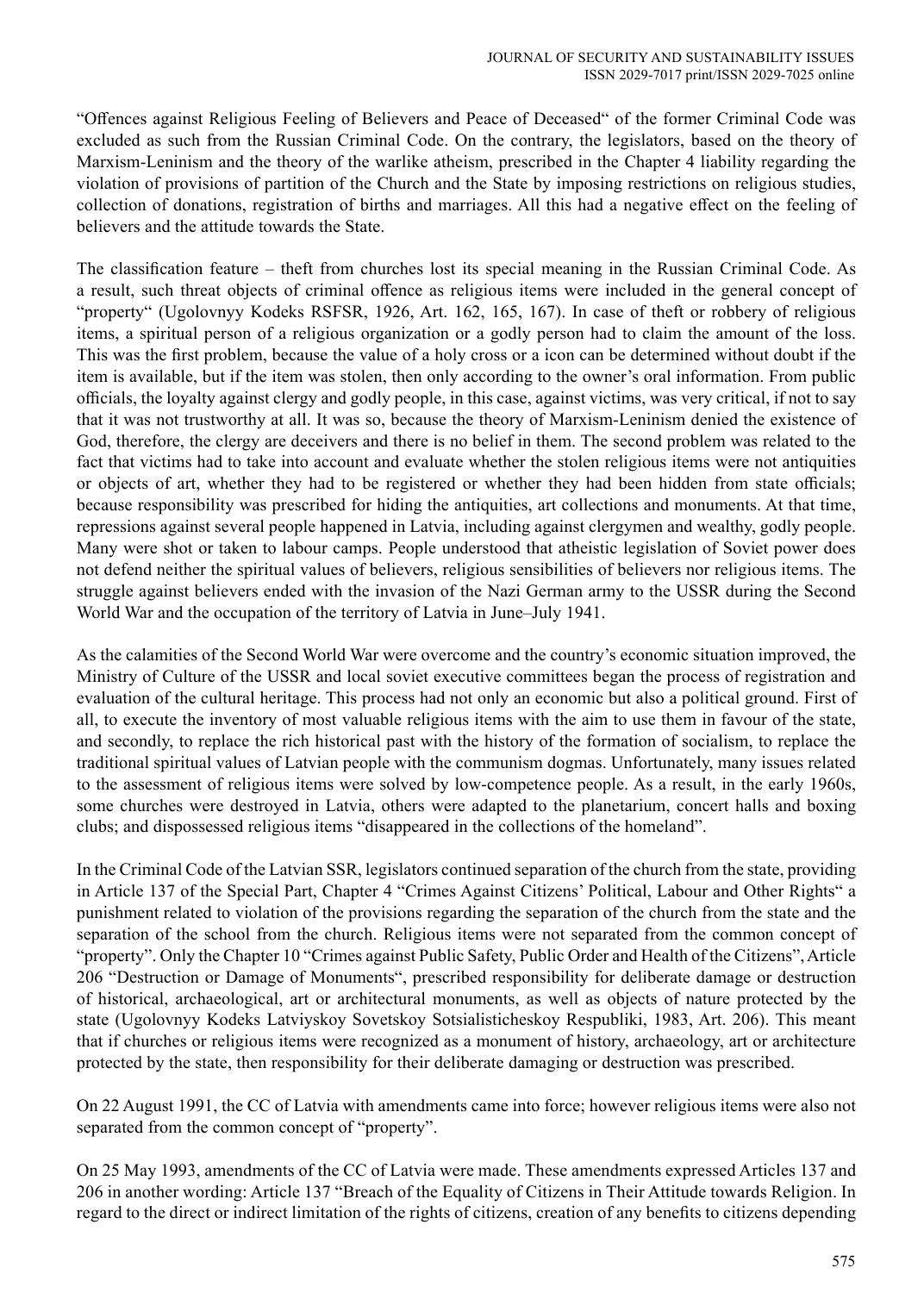"Offences against Religious Feeling of Believers and Peace of Deceased" of the former Criminal Code was excluded as such from the Russian Criminal Code. On the contrary, the legislators, based on the theory of Marxism-Leninism and the theory of the warlike atheism, prescribed in the Chapter 4 liability regarding the violation of provisions of partition of the Church and the State by imposing restrictions on religious studies, collection of donations, registration of births and marriages. All this had a negative effect on the feeling of believers and the attitude towards the State.

The classification feature – theft from churches lost its special meaning in the Russian Criminal Code. As a result, such threat objects of criminal offence as religious items were included in the general concept of "property" (Ugolovnyy Kodeks RSFSR, 1926, Art. 162, 165, 167). In case of theft or robbery of religious items, a spiritual person of a religious organization or a godly person had to claim the amount of the loss. This was the first problem, because the value of a holy cross or a icon can be determined without doubt if the item is available, but if the item was stolen, then only according to the owner's oral information. From public officials, the loyalty against clergy and godly people, in this case, against victims, was very critical, if not to say that it was not trustworthy at all. It was so, because the theory of Marxism-Leninism denied the existence of God, therefore, the clergy are deceivers and there is no belief in them. The second problem was related to the fact that victims had to take into account and evaluate whether the stolen religious items were not antiquities or objects of art, whether they had to be registered or whether they had been hidden from state officials; because responsibility was prescribed for hiding the antiquities, art collections and monuments. At that time, repressions against several people happened in Latvia, including against clergymen and wealthy, godly people. Many were shot or taken to labour camps. People understood that atheistic legislation of Soviet power does not defend neither the spiritual values of believers, religious sensibilities of believers nor religious items. The struggle against believers ended with the invasion of the Nazi German army to the USSR during the Second World War and the occupation of the territory of Latvia in June–July 1941.

As the calamities of the Second World War were overcome and the country's economic situation improved, the Ministry of Culture of the USSR and local soviet executive committees began the process of registration and evaluation of the cultural heritage. This process had not only an economic but also a political ground. First of all, to execute the inventory of most valuable religious items with the aim to use them in favour of the state, and secondly, to replace the rich historical past with the history of the formation of socialism, to replace the traditional spiritual values of Latvian people with the communism dogmas. Unfortunately, many issues related to the assessment of religious items were solved by low-competence people. As a result, in the early 1960s, some churches were destroyed in Latvia, others were adapted to the planetarium, concert halls and boxing clubs; and dispossessed religious items "disappeared in the collections of the homeland".

In the Criminal Code of the Latvian SSR, legislators continued separation of the church from the state, providing in Article 137 of the Special Part, Chapter 4 "Crimes Against Citizens' Political, Labour and Other Rights" a punishment related to violation of the provisions regarding the separation of the church from the state and the separation of the school from the church. Religious items were not separated from the common concept of "property". Only the Chapter 10 "Crimes against Public Safety, Public Order and Health of the Citizens", Article 206 "Destruction or Damage of Monuments", prescribed responsibility for deliberate damage or destruction of historical, archaeological, art or architectural monuments, as well as objects of nature protected by the state (Ugolovnyy Kodeks Latviyskoy Sovetskoy Sotsialisticheskoy Respubliki, 1983, Art. 206). This meant that if churches or religious items were recognized as a monument of history, archaeology, art or architecture protected by the state, then responsibility for their deliberate damaging or destruction was prescribed.

On 22 August 1991, the CC of Latvia with amendments came into force; however religious items were also not separated from the common concept of "property".

On 25 May 1993, amendments of the CC of Latvia were made. These amendments expressed Articles 137 and 206 in another wording: Article 137 "Breach of the Equality of Citizens in Their Attitude towards Religion. In regard to the direct or indirect limitation of the rights of citizens, creation of any benefits to citizens depending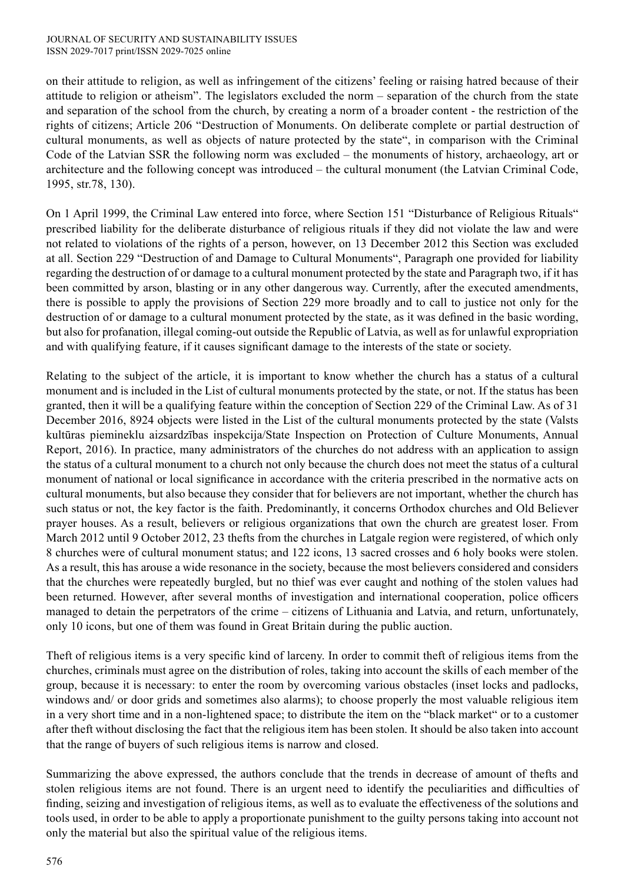on their attitude to religion, as well as infringement of the citizens' feeling or raising hatred because of their attitude to religion or atheism". The legislators excluded the norm – separation of the church from the state and separation of the school from the church, by creating a norm of a broader content - the restriction of the rights of citizens; Article 206 "Destruction of Monuments. On deliberate complete or partial destruction of cultural monuments, as well as objects of nature protected by the state", in comparison with the Criminal Code of the Latvian SSR the following norm was excluded – the monuments of history, archaeology, art or architecture and the following concept was introduced – the cultural monument (the Latvian Criminal Code, 1995, str.78, 130).

On 1 April 1999, the Criminal Law entered into force, where Section 151 "Disturbance of Religious Rituals" prescribed liability for the deliberate disturbance of religious rituals if they did not violate the law and were not related to violations of the rights of a person, however, on 13 December 2012 this Section was excluded at all. Section 229 "Destruction of and Damage to Cultural Monuments", Paragraph one provided for liability regarding the destruction of or damage to a cultural monument protected by the state and Paragraph two, if it has been committed by arson, blasting or in any other dangerous way. Currently, after the executed amendments, there is possible to apply the provisions of Section 229 more broadly and to call to justice not only for the destruction of or damage to a cultural monument protected by the state, as it was defined in the basic wording, but also for profanation, illegal coming-out outside the Republic of Latvia, as well as for unlawful expropriation and with qualifying feature, if it causes significant damage to the interests of the state or society.

Relating to the subject of the article, it is important to know whether the church has a status of a cultural monument and is included in the List of cultural monuments protected by the state, or not. If the status has been granted, then it will be a qualifying feature within the conception of Section 229 of the Criminal Law. As of 31 December 2016, 8924 objects were listed in the List of the cultural monuments protected by the state (Valsts kultūras pieminekļu aizsardzības inspekcija/State Inspection on Protection of Culture Monuments, Annual Report, 2016). In practice, many administrators of the churches do not address with an application to assign the status of a cultural monument to a church not only because the church does not meet the status of a cultural monument of national or local significance in accordance with the criteria prescribed in the normative acts on cultural monuments, but also because they consider that for believers are not important, whether the church has such status or not, the key factor is the faith. Predominantly, it concerns Orthodox churches and Old Believer prayer houses. As a result, believers or religious organizations that own the church are greatest loser. From March 2012 until 9 October 2012, 23 thefts from the churches in Latgale region were registered, of which only 8 churches were of cultural monument status; and 122 icons, 13 sacred crosses and 6 holy books were stolen. As a result, this has arouse a wide resonance in the society, because the most believers considered and considers that the churches were repeatedly burgled, but no thief was ever caught and nothing of the stolen values had been returned. However, after several months of investigation and international cooperation, police officers managed to detain the perpetrators of the crime – citizens of Lithuania and Latvia, and return, unfortunately, only 10 icons, but one of them was found in Great Britain during the public auction.

Theft of religious items is a very specific kind of larceny. In order to commit theft of religious items from the churches, criminals must agree on the distribution of roles, taking into account the skills of each member of the group, because it is necessary: to enter the room by overcoming various obstacles (inset locks and padlocks, windows and/ or door grids and sometimes also alarms); to choose properly the most valuable religious item in a very short time and in a non-lightened space; to distribute the item on the "black market" or to a customer after theft without disclosing the fact that the religious item has been stolen. It should be also taken into account that the range of buyers of such religious items is narrow and closed.

Summarizing the above expressed, the authors conclude that the trends in decrease of amount of thefts and stolen religious items are not found. There is an urgent need to identify the peculiarities and difficulties of finding, seizing and investigation of religious items, as well as to evaluate the effectiveness of the solutions and tools used, in order to be able to apply a proportionate punishment to the guilty persons taking into account not only the material but also the spiritual value of the religious items.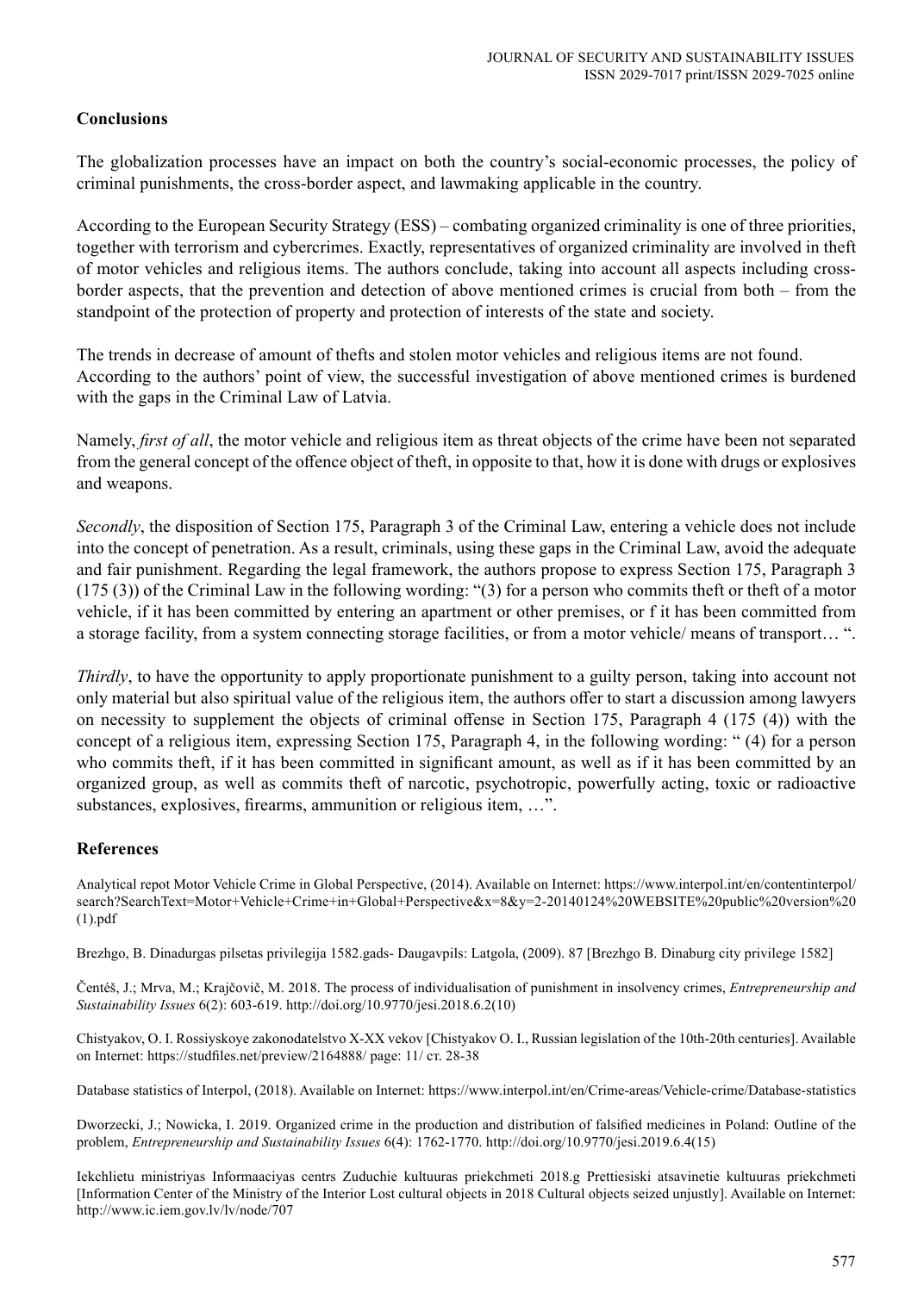## Conclusions

The globalization processes have an impact on both the country's social-economic processes, the policy of criminal punishments, the cross-border aspect, and lawmaking applicable in the country.

According to the European Security Strategy (ESS) – combating organized criminality is one of three priorities, together with terrorism and cybercrimes. Exactly, representatives of organized criminality are involved in theft of motor vehicles and religious items. The authors conclude, taking into account all aspects including cross-border aspects, that the prevention and detection of above mentioned crimes is crucial from both – from the standpoint of the protection of property and protection of interests of the state and society.

The trends in decrease of amount of thefts and stolen motor vehicles and religious items are not found. According to the authors' point of view, the successful investigation of above mentioned crimes is burdened with the gaps in the Criminal Law of Latvia.

Namely, *first of all*, the motor vehicle and religious item as threat objects of the crime have been not separated from the general concept of the offence object of theft, in opposite to that, how it is done with drugs or explosives and weapons.

*Secondly*, the disposition of Section 175, Paragraph 3 of the Criminal Law, entering a vehicle does not include into the concept of penetration. As a result, criminals, using these gaps in the Criminal Law, avoid the adequate and fair punishment. Regarding the legal framework, the authors propose to express Section 175, Paragraph 3 (175 (3)) of the Criminal Law in the following wording: "(3) for a person who commits theft or theft of a motor vehicle, if it has been committed by entering an apartment or other premises, or f it has been committed from a storage facility, from a system connecting storage facilities, or from a motor vehicle/ means of transport… ".

*Thirdly*, to have the opportunity to apply proportionate punishment to a guilty person, taking into account not only material but also spiritual value of the religious item, the authors offer to start a discussion among lawyers on necessity to supplement the objects of criminal offense in Section 175, Paragraph 4 (175 (4)) with the concept of a religious item, expressing Section 175, Paragraph 4, in the following wording: " (4) for a person who commits theft, if it has been committed in significant amount, as well as if it has been committed by an organized group, as well as commits theft of narcotic, psychotropic, powerfully acting, toxic or radioactive substances, explosives, firearms, ammunition or religious item, …".

## References

Analytical repot Motor Vehicle Crime in Global Perspective, (2014). Available on Internet: https://www.interpol.int/en/contentinterpol/search?SearchText=Motor+Vehicle+Crime+in+Global+Perspective&x=8&y=2-20140124%20WEBSITE%20public%20version%20(1).pdf

Brezhgo, B. Dinadurgas pilsetas privilegija 1582.gads- Daugavpils: Latgola, (2009). 87 [Brezhgo B. Dinaburg city privilege 1582]

Čentéš, J.; Mrva, M.; Krajčovič, M. 2018. The process of individualisation of punishment in insolvency crimes, *Entrepreneurship and Sustainability Issues* 6(2): 603-619. http://doi.org/10.9770/jesi.2018.6.2(10)

Chistyakov, O. I. Rossiyskoye zakonodatelstvo X-XX vekov [Chistyakov O. I., Russian legislation of the 10th-20th centuries]. Available on Internet: https://studfiles.net/preview/2164888/ page: 11/ ст. 28-38

Database statistics of Interpol, (2018). Available on Internet: https://www.interpol.int/en/Crime-areas/Vehicle-crime/Database-statistics

Dworzecki, J.; Nowicka, I. 2019. Organized crime in the production and distribution of falsified medicines in Poland: Outline of the problem, *Entrepreneurship and Sustainability Issues* 6(4): 1762-1770. http://doi.org/10.9770/jesi.2019.6.4(15)

Iekchlietu ministriyas Informaaciyas centrs Zuduchie kultuuras priekchmeti 2018.g Prettiesiski atsavinetie kultuuras priekchmeti [Information Center of the Ministry of the Interior Lost cultural objects in 2018 Cultural objects seized unjustly]. Available on Internet: http://www.ic.iem.gov.lv/lv/node/707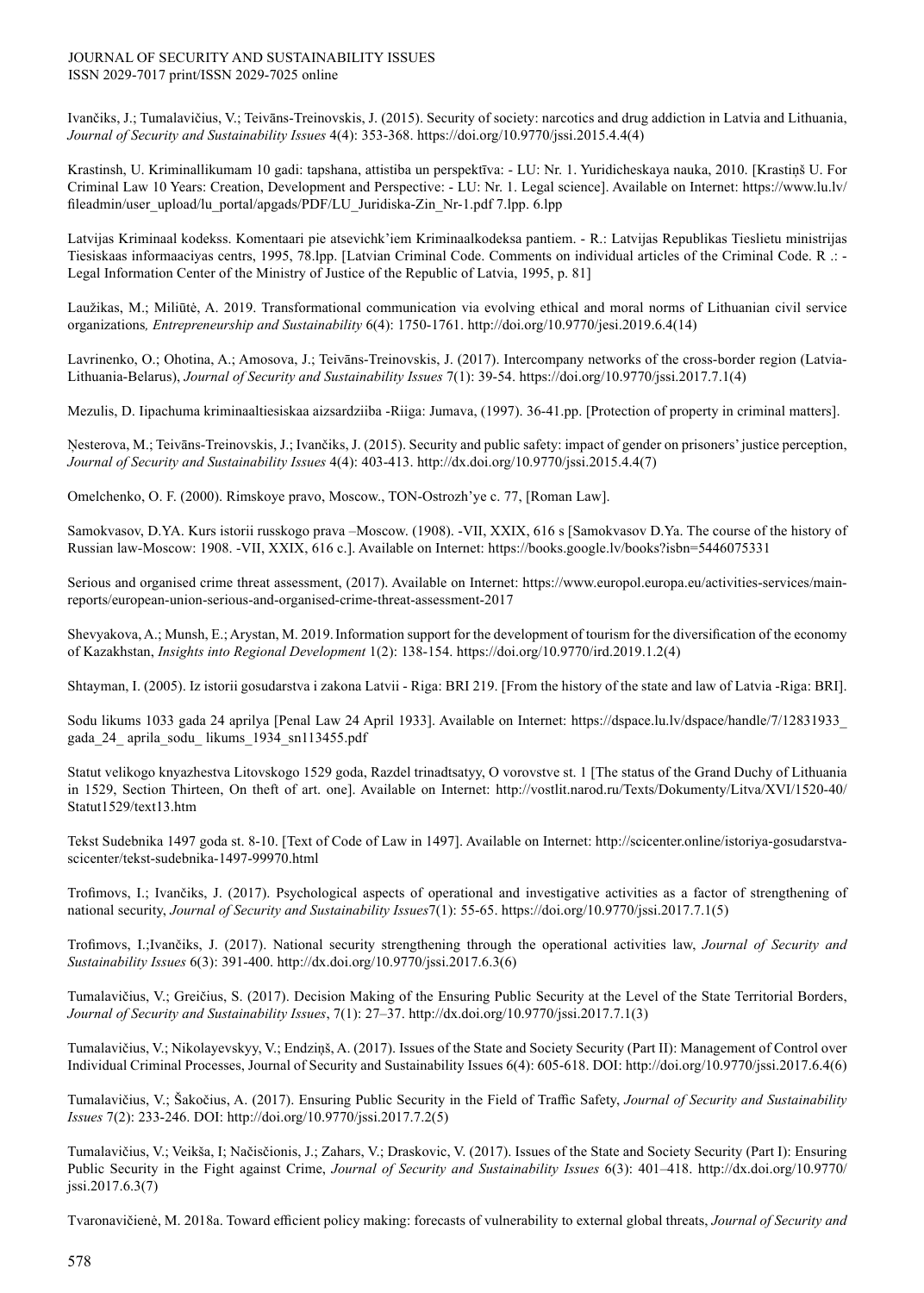Ivančiks, J.; Tumalavičius, V.; Teivāns-Treinovskis, J. (2015). Security of society: narcotics and drug addiction in Latvia and Lithuania, *Journal of Security and Sustainability Issues* 4(4): 353-368. https://doi.org/10.9770/jssi.2015.4.4(4)

Krastinsh, U. Kriminallikumam 10 gadi: tapshana, attistiba un perspektīva: - LU: Nr. 1. Yuridicheskaya nauka, 2010. [Krastiņš U. For Criminal Law 10 Years: Creation, Development and Perspective: - LU: Nr. 1. Legal science]. Available on Internet: https://www.lu.lv/fileadmin/user_upload/lu_portal/apgads/PDF/LU_Juridiska-Zin_Nr-1.pdf 7.lpp. 6.lpp

Latvijas Kriminaal kodekss. Komentaari pie atsevichk'iem Kriminaalkodeksa pantiem. - R.: Latvijas Republikas Tieslietu ministrijas Tiesiskaas informaaciyas centrs, 1995, 78.lpp. [Latvian Criminal Code. Comments on individual articles of the Criminal Code. R .: - Legal Information Center of the Ministry of Justice of the Republic of Latvia, 1995, p. 81]

Laužikas, M.; Miliūtė, A. 2019. Transformational communication via evolving ethical and moral norms of Lithuanian civil service organizations*, Entrepreneurship and Sustainability* 6(4): 1750-1761. http://doi.org/10.9770/jesi.2019.6.4(14)

Lavrinenko, O.; Ohotina, A.; Amosova, J.; Teivāns-Treinovskis, J. (2017). Intercompany networks of the cross-border region (Latvia-Lithuania-Belarus), *Journal of Security and Sustainability Issues* 7(1): 39-54. https://doi.org/10.9770/jssi.2017.7.1(4)

Mezulis, D. Iipachuma kriminaaltiesiskaa aizsardziiba -Riiga: Jumava, (1997). 36-41.pp. [Protection of property in criminal matters].

Ņesterova, M.; Teivāns-Treinovskis, J.; Ivančiks, J. (2015). Security and public safety: impact of gender on prisoners' justice perception, *Journal of Security and Sustainability Issues* 4(4): 403-413. http://dx.doi.org/10.9770/jssi.2015.4.4(7)

Omelchenko, O. F. (2000). Rimskoye pravo, Moscow., TON-Ostrozh'ye c. 77, [Roman Law].

Samokvasov, D.YA. Kurs istorii russkogo prava –Moscow. (1908). -VII, XXIX, 616 s [Samokvasov D.Ya. The course of the history of Russian law-Moscow: 1908. -VII, XXIX, 616 c.]. Available on Internet: https://books.google.lv/books?isbn=5446075331

Serious and organised crime threat assessment, (2017). Available on Internet: https://www.europol.europa.eu/activities-services/main-reports/european-union-serious-and-organised-crime-threat-assessment-2017

Shevyakova, A.; Munsh, E.; Arystan, M. 2019. Information support for the development of tourism for the diversification of the economy of Kazakhstan, *Insights into Regional Development* 1(2): 138-154. https://doi.org/10.9770/ird.2019.1.2(4)

Shtayman, I. (2005). Iz istorii gosudarstva i zakona Latvii - Riga: BRI 219. [From the history of the state and law of Latvia -Riga: BRI].

Sodu likums 1033 gada 24 aprilya [Penal Law 24 April 1933]. Available on Internet: https://dspace.lu.lv/dspace/handle/7/12831933_gada_24_ aprila_sodu_ likums_1934_sn113455.pdf

Statut velikogo knyazhestva Litovskogo 1529 goda, Razdel trinadtsatyy, O vorovstve st. 1 [The status of the Grand Duchy of Lithuania in 1529, Section Thirteen, On theft of art. one]. Available on Internet: http://vostlit.narod.ru/Texts/Dokumenty/Litva/XVI/1520-40/Statut1529/text13.htm

Tekst Sudebnika 1497 goda st. 8-10. [Text of Code of Law in 1497]. Available on Internet: http://scicenter.online/istoriya-gosudarstva-scicenter/tekst-sudebnika-1497-99970.html

Trofimovs, I.; Ivančiks, J. (2017). Psychological aspects of operational and investigative activities as a factor of strengthening of national security, *Journal of Security and Sustainability Issues*7(1): 55-65. https://doi.org/10.9770/jssi.2017.7.1(5)

Trofimovs, I.;Ivančiks, J. (2017). National security strengthening through the operational activities law, *Journal of Security and Sustainability Issues* 6(3): 391-400. http://dx.doi.org/10.9770/jssi.2017.6.3(6)

Tumalavičius, V.; Greičius, S. (2017). Decision Making of the Ensuring Public Security at the Level of the State Territorial Borders, *Journal of Security and Sustainability Issues*, 7(1): 27–37. http://dx.doi.org/10.9770/jssi.2017.7.1(3)

Tumalavičius, V.; Nikolayevskyy, V.; Endziņš, A. (2017). Issues of the State and Society Security (Part II): Management of Control over Individual Criminal Processes, Journal of Security and Sustainability Issues 6(4): 605-618. DOI: http://doi.org/10.9770/jssi.2017.6.4(6)

Tumalavičius, V.; Šakočius, A. (2017). Ensuring Public Security in the Field of Traffic Safety, *Journal of Security and Sustainability Issues* 7(2): 233-246. DOI: http://doi.org/10.9770/jssi.2017.7.2(5)

Tumalavičius, V.; Veikša, I; Načisčionis, J.; Zahars, V.; Draskovic, V. (2017). Issues of the State and Society Security (Part I): Ensuring Public Security in the Fight against Crime, *Journal of Security and Sustainability Issues* 6(3): 401–418. http://dx.doi.org/10.9770/jssi.2017.6.3(7)

Tvaronavičienė, M. 2018a. Toward efficient policy making: forecasts of vulnerability to external global threats, *Journal of Security and*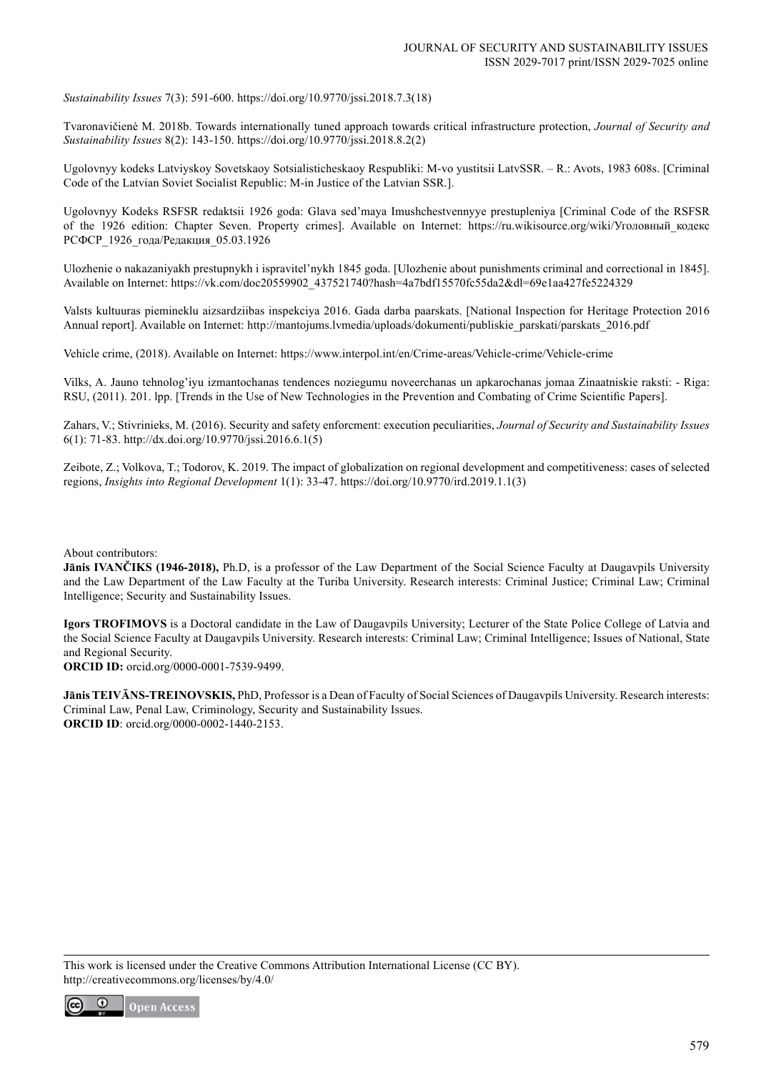*Sustainability Issues* 7(3): 591-600. https://doi.org/10.9770/jssi.2018.7.3(18)

Tvaronavičienė M. 2018b. Towards internationally tuned approach towards critical infrastructure protection, *Journal of Security and Sustainability Issues* 8(2): 143-150. https://doi.org/10.9770/jssi.2018.8.2(2)

Ugolovnyy kodeks Latviyskoy Sovetskaoy Sotsialisticheskaoy Respubliki: M-vo yustitsii LatvSSR. – R.: Avots, 1983 608s. [Criminal Code of the Latvian Soviet Socialist Republic: M-in Justice of the Latvian SSR.].

Ugolovnyy Kodeks RSFSR redaktsii 1926 goda: Glava sed'maya Imushchestvennyye prestupleniya [Criminal Code of the RSFSR of the 1926 edition: Chapter Seven. Property crimes]. Available on Internet: https://ru.wikisource.org/wiki/Уголовный_кодекс РСФСР_1926_года/Редакция_05.03.1926

Ulozhenie o nakazaniyakh prestupnykh i ispravitel'nykh 1845 goda. [Ulozhenie about punishments criminal and correctional in 1845]. Available on Internet: https://vk.com/doc20559902_437521740?hash=4a7bdf15570fc55da2&dl=69e1aa427fe5224329

Valsts kultuuras piemineklu aizsardziibas inspekciya 2016. Gada darba paarskats. [National Inspection for Heritage Protection 2016 Annual report]. Available on Internet: http://mantojums.lvmedia/uploads/dokumenti/publiskie_parskati/parskats_2016.pdf

Vehicle crime, (2018). Available on Internet: https://www.interpol.int/en/Crime-areas/Vehicle-crime/Vehicle-crime

Vilks, A. Jauno tehnolog'iyu izmantochanas tendences noziegumu noveerchanas un apkarochanas jomaa Zinaatniskie raksti: - Riga: RSU, (2011). 201. lpp. [Trends in the Use of New Technologies in the Prevention and Combating of Crime Scientific Papers].

Zahars, V.; Stivrinieks, M. (2016). Security and safety enforcment: execution peculiarities, *Journal of Security and Sustainability Issues* 6(1): 71-83. http://dx.doi.org/10.9770/jssi.2016.6.1(5)

Zeibote, Z.; Volkova, T.; Todorov, K. 2019. The impact of globalization on regional development and competitiveness: cases of selected regions, *Insights into Regional Development* 1(1): 33-47. https://doi.org/10.9770/ird.2019.1.1(3)

About contributors:

**Jānis IVANČIKS (1946-2018),** Ph.D, is a professor of the Law Department of the Social Science Faculty at Daugavpils University and the Law Department of the Law Faculty at the Turiba University. Research interests: Criminal Justice; Criminal Law; Criminal Intelligence; Security and Sustainability Issues.

**Igors TROFIMOVS** is a Doctoral candidate in the Law of Daugavpils University; Lecturer of the State Police College of Latvia and the Social Science Faculty at Daugavpils University. Research interests: Criminal Law; Criminal Intelligence; Issues of National, State and Regional Security.
**ORCID ID:** orcid.org/0000-0001-7539-9499.

**Jānis TEIVĀNS-TREINOVSKIS,** PhD, Professor is a Dean of Faculty of Social Sciences of Daugavpils University. Research interests: Criminal Law, Penal Law, Criminology, Security and Sustainability Issues.
**ORCID ID**: orcid.org/0000-0002-1440-2153.

This work is licensed under the Creative Commons Attribution International License (CC BY).
http://creativecommons.org/licenses/by/4.0/

Open Access